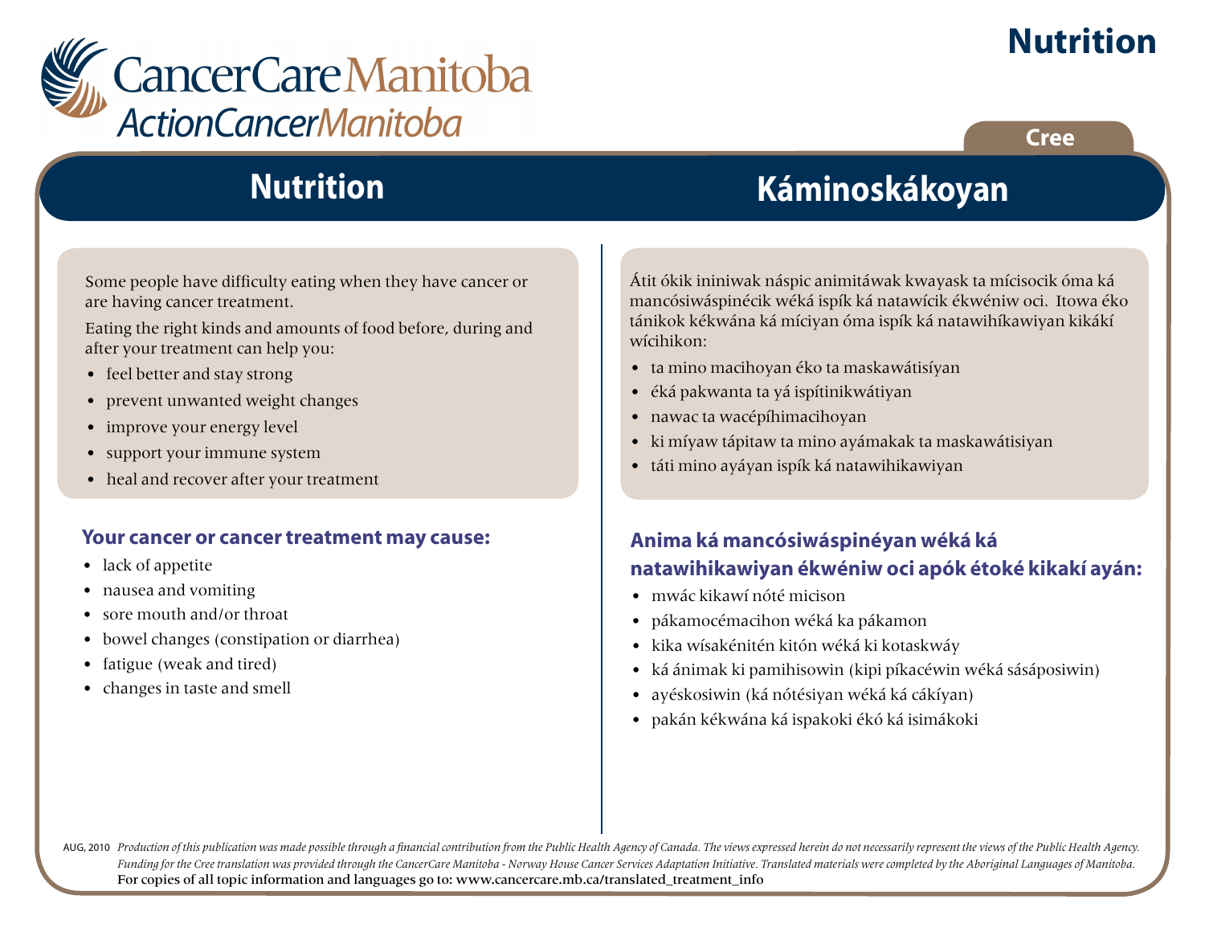# Nutrition

CancerCare Manitoba
ActionCancerManitoba

Cree

## Nutrition

Some people have difficulty eating when they have cancer or are having cancer treatment.

Eating the right kinds and amounts of food before, during and after your treatment can help you:

- feel better and stay strong
- prevent unwanted weight changes
- improve your energy level
- support your immune system
- heal and recover after your treatment

### Your cancer or cancer treatment may cause:

- lack of appetite
- nausea and vomiting
- sore mouth and/or throat
- bowel changes (constipation or diarrhea)
- fatigue (weak and tired)
- changes in taste and smell

## Káminoskákoyan

Átit ókik ininiwak náspic animitáwak kwayask ta mícisocik óma ká mancósiwáspinécik wéká ispík ká natawícik ékwéniw oci. Itowa éko tánikok kékwána ká míciyan óma ispík ká natawihíkawiyan kikákí wícihikon:

- ta mino macihoyan éko ta maskawátisíyan
- éká pakwanta ta yá ispítinikwátiyan
- nawac ta wacépíhimacihoyan
- ki míyaw tápitaw ta mino ayámakak ta maskawátisiyan
- táti mino ayáyan ispík ká natawihikawiyan

### Anima ká mancósiwáspinéyan wéká ká natawihikawiyan ékwéniw oci apók étoké kikakí ayán:

- mwác kikawí nóté micison
- pákamocémacihon wéká ka pákamon
- kika wísakénitén kitón wéká ki kotaskwáy
- ká ánimak ki pamihisowin (kipi píkacéwin wéká sásáposiwin)
- ayéskosiwin (ká nótésiyan wéká ká cákíyan)
- pakán kékwána ká ispakoki ékó ká isimákoki

AUG, 2010 *Production of this publication was made possible through a financial contribution from the Public Health Agency of Canada. The views expressed herein do not necessarily represent the views of the Public Health Agency. Funding for the Cree translation was provided through the CancerCare Manitoba - Norway House Cancer Services Adaptation Initiative. Translated materials were completed by the Aboriginal Languages of Manitoba.*

For copies of all topic information and languages go to: www.cancercare.mb.ca/translated_treatment_info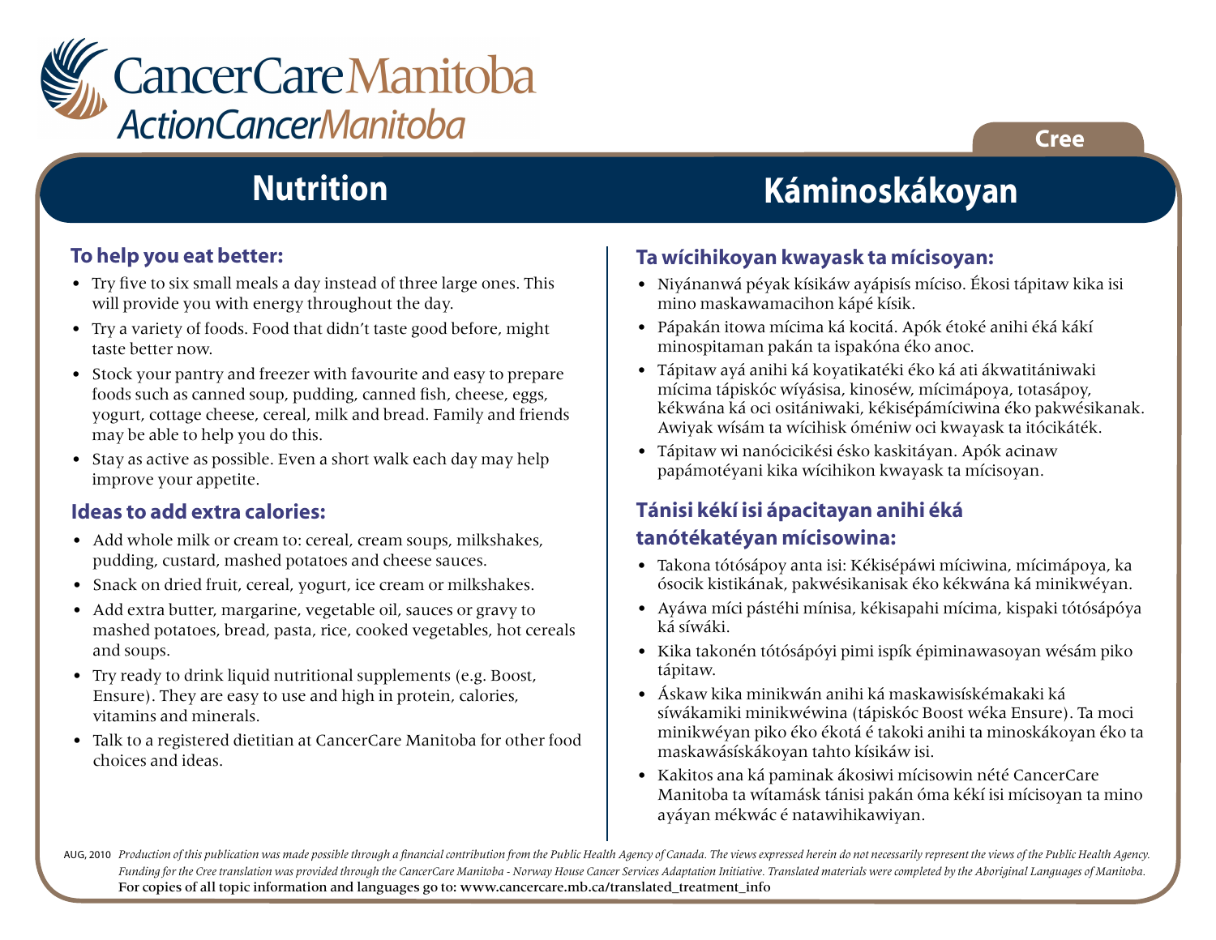CancerCare Manitoba
ActionCancerManitoba

Cree

# Nutrition

## To help you eat better:

- Try five to six small meals a day instead of three large ones. This will provide you with energy throughout the day.
- Try a variety of foods. Food that didn't taste good before, might taste better now.
- Stock your pantry and freezer with favourite and easy to prepare foods such as canned soup, pudding, canned fish, cheese, eggs, yogurt, cottage cheese, cereal, milk and bread. Family and friends may be able to help you do this.
- Stay as active as possible. Even a short walk each day may help improve your appetite.

## Ideas to add extra calories:

- Add whole milk or cream to: cereal, cream soups, milkshakes, pudding, custard, mashed potatoes and cheese sauces.
- Snack on dried fruit, cereal, yogurt, ice cream or milkshakes.
- Add extra butter, margarine, vegetable oil, sauces or gravy to mashed potatoes, bread, pasta, rice, cooked vegetables, hot cereals and soups.
- Try ready to drink liquid nutritional supplements (e.g. Boost, Ensure). They are easy to use and high in protein, calories, vitamins and minerals.
- Talk to a registered dietitian at CancerCare Manitoba for other food choices and ideas.

# Káminoskákoyan

## Ta wícihikoyan kwayask ta mícisoyan:

- Niyánanwá péyak kísikáw ayápisís míciso. Ékosi tápitaw kika isi mino maskawamacihon kápé kísik.
- Pápakán itowa mícima ká kocitá. Apók étoké anihi éká kákí minospitaman pakán ta ispakóna éko anoc.
- Tápitaw ayá anihi ká koyatikatéki éko ká ati ákwatitániwaki mícima tápiskóc wíyásisa, kinosséw, mícimápoya, totasápoy, kékwána ká oci ositániwaki, kékisépámíciwina éko pakwésikanak. Awiyak wísám ta wícihisk óméniw oci kwayask ta itócikáték.
- Tápitaw wi nanócicikési ésko kaskitáyan. Apók acinaw papámotéyani kika wícihikon kwayask ta mícisoyan.

## Tánisi kékí isi ápacitayan anihi éká tanótékatéyan mícisowina:

- Takona tótósápoy anta isi: Kékisépáwi míciwina, mícimápoya, ka ósocik kistikának, pakwésikanisak éko kékwána ká minikwéyan.
- Ayáwa míci pástéhi mínisa, kékisapahi mícima, kispaki tótósápóya ká síwáki.
- Kika takonén tótósápóyi pimi ispík épiminawasoyan wésám piko tápitaw.
- Áskaw kika minikwán anihi ká maskawisískémakaki ká síwákamiki minikwéwina (tápiskóc Boost wéka Ensure). Ta moci minikwéyan piko éko ékotá é takoki anihi ta minoskákoyan éko ta maskawásískákoyan tahto kísikáw isi.
- Kakitos ana ká paminak ákosiwi mícisowin nété CancerCare Manitoba ta wítamásk tánisi pakán óma kékí isi mícisoyan ta mino ayáyan mékwác é natawihikawiyan.

AUG, 2010 *Production of this publication was made possible through a financial contribution from the Public Health Agency of Canada. The views expressed herein do not necessarily represent the views of the Public Health Agency. Funding for the Cree translation was provided through the CancerCare Manitoba - Norway House Cancer Services Adaptation Initiative. Translated materials were completed by the Aboriginal Languages of Manitoba.*
For copies of all topic information and languages go to: www.cancercare.mb.ca/translated_treatment_info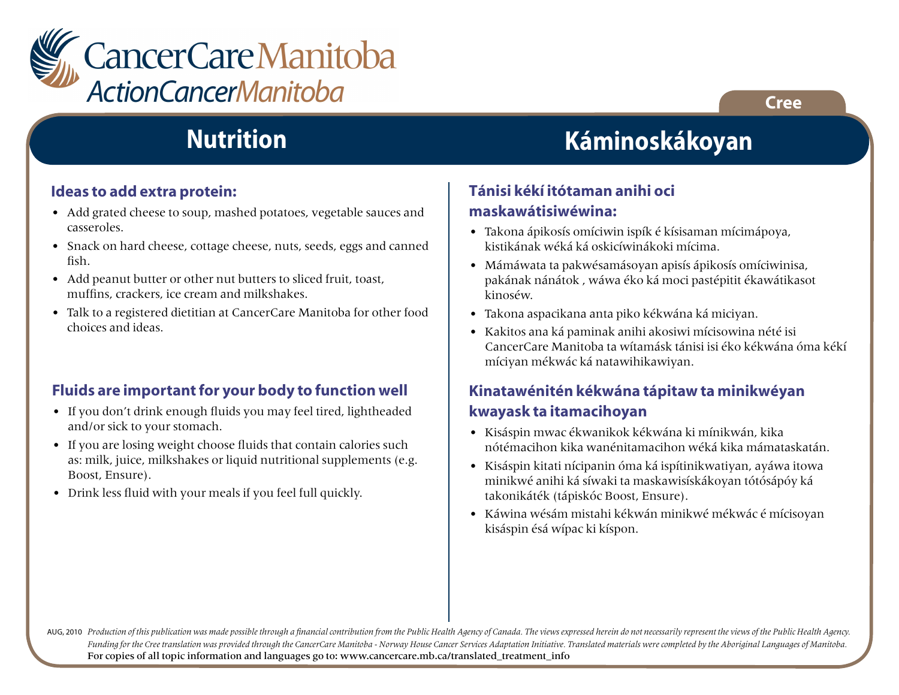CancerCare Manitoba
ActionCancerManitoba

Cree

# Nutrition

## Ideas to add extra protein:

- Add grated cheese to soup, mashed potatoes, vegetable sauces and casseroles.
- Snack on hard cheese, cottage cheese, nuts, seeds, eggs and canned fish.
- Add peanut butter or other nut butters to sliced fruit, toast, muffins, crackers, ice cream and milkshakes.
- Talk to a registered dietitian at CancerCare Manitoba for other food choices and ideas.

## Fluids are important for your body to function well

- If you don't drink enough fluids you may feel tired, lightheaded and/or sick to your stomach.
- If you are losing weight choose fluids that contain calories such as: milk, juice, milkshakes or liquid nutritional supplements (e.g. Boost, Ensure).
- Drink less fluid with your meals if you feel full quickly.

# Káminoskákoyan

## Tánisi kékí itótaman anihi oci maskawátisiwéwina:

- Takona ápikosís omíciwin ispík é kísisaman mícimápoya, kistikának wéká ká oskicíwinákoki mícima.
- Mámáwata ta pakwésamásoyan apisís ápikosís omíciwinisa, pakának nánátok , wáwa éko ká moci pastépitit ékawátikasot kinoséw.
- Takona aspacikana anta piko kékwána ká miciyan.
- Kakitos ana ká paminak anihi akosiwi mícisowina nété isi CancerCare Manitoba ta wítamásk tánisi isi éko kékwána óma kékí míciyan mékwác ká natawihikawiyan.

## Kinatawénitén kékwána tápitaw ta minikwéyan kwayask ta itamacihoyan

- Kisáspin mwac ékwanikok kékwána ki mínikwán, kika nótémacihon kika wanénitamacihon wéká kika mámataskatán.
- Kisáspin kitati nícipanin óma ká ispítinikwatiyan, ayáwa itowa minikwé anihi ká síwaki ta maskawisískákoyan tótósápóy ká takonikáték (tápiskóc Boost, Ensure).
- Káwina wésám mistahi kékwán minikwé mékwác é mícisoyan kisáspin ésá wípac ki kíspon.

AUG, 2010 *Production of this publication was made possible through a financial contribution from the Public Health Agency of Canada. The views expressed herein do not necessarily represent the views of the Public Health Agency. Funding for the Cree translation was provided through the CancerCare Manitoba - Norway House Cancer Services Adaptation Initiative. Translated materials were completed by the Aboriginal Languages of Manitoba.*
For copies of all topic information and languages go to: www.cancercare.mb.ca/translated_treatment_info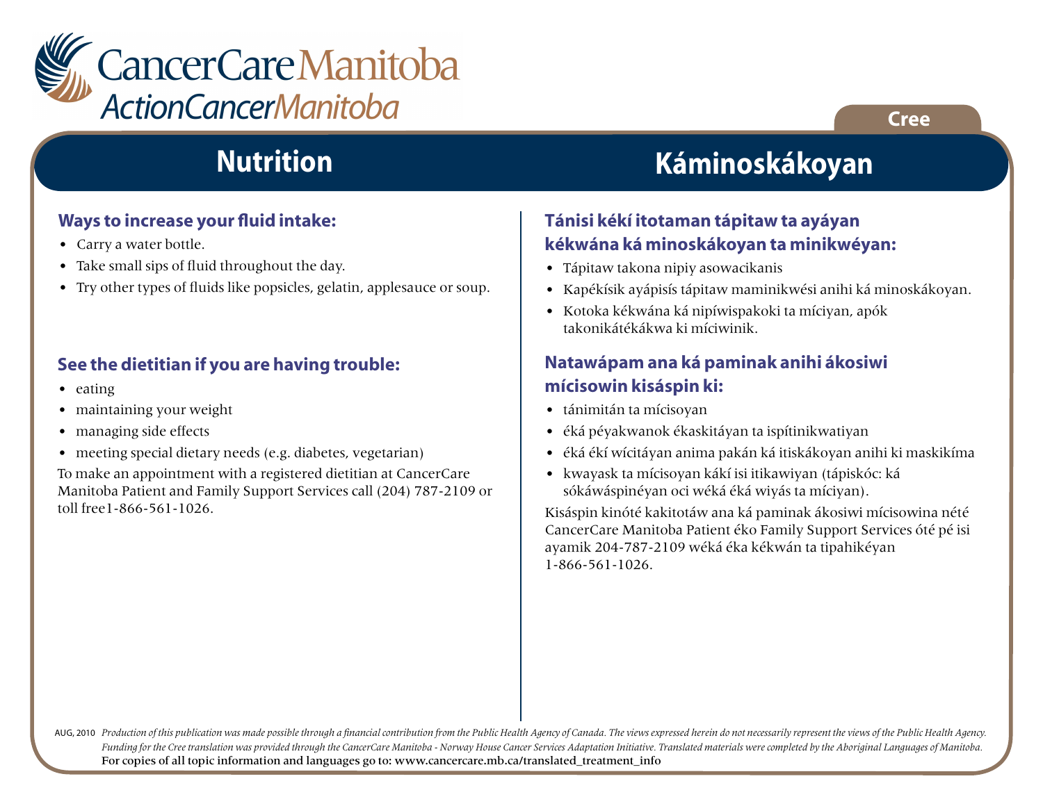CancerCare Manitoba
ActionCancerManitoba

Cree

# Nutrition

### Ways to increase your fluid intake:

- Carry a water bottle.
- Take small sips of fluid throughout the day.
- Try other types of fluids like popsicles, gelatin, applesauce or soup.

### See the dietitian if you are having trouble:

- eating
- maintaining your weight
- managing side effects
- meeting special dietary needs (e.g. diabetes, vegetarian)

To make an appointment with a registered dietitian at CancerCare Manitoba Patient and Family Support Services call (204) 787-2109 or toll free1-866-561-1026.

# Káminoskákoyan

### Tánisi kékí itotaman tápitaw ta ayáyan kékwána ká minoskákoyan ta minikwéyan:

- Tápitaw takona nipiy asowacikanis
- Kapékísik ayápisís tápitaw maminikwési anihi ká minoskákoyan.
- Kotoka kékwána ká nipíwispakoki ta míciyan, apók takonikátékákwa ki míciwinik.

### Natawápam ana ká paminak anihi ákosiwi mícisowin kisáspin ki:

- tánimitán ta mícisoyan
- éká péyakwanok ékaskitáyan ta ispítinikwatiyan
- éká ékí wícitáyan anima pakán ká itiskákoyan anihi ki maskikíma
- kwayask ta mícisoyan kákí isi itikawiyan (tápiskóc: ká sókáwáspinéyan oci wéká éká wiyás ta míciyan).

Kisáspin kinóté kakitotáw ana ká paminak ákosiwi mícisowina nété CancerCare Manitoba Patient éko Family Support Services óté pé isi ayamik 204-787-2109 wéká éka kékwán ta tipahikéyan 1-866-561-1026.

AUG, 2010 *Production of this publication was made possible through a financial contribution from the Public Health Agency of Canada. The views expressed herein do not necessarily represent the views of the Public Health Agency. Funding for the Cree translation was provided through the CancerCare Manitoba - Norway House Cancer Services Adaptation Initiative. Translated materials were completed by the Aboriginal Languages of Manitoba.*
For copies of all topic information and languages go to: www.cancercare.mb.ca/translated_treatment_info